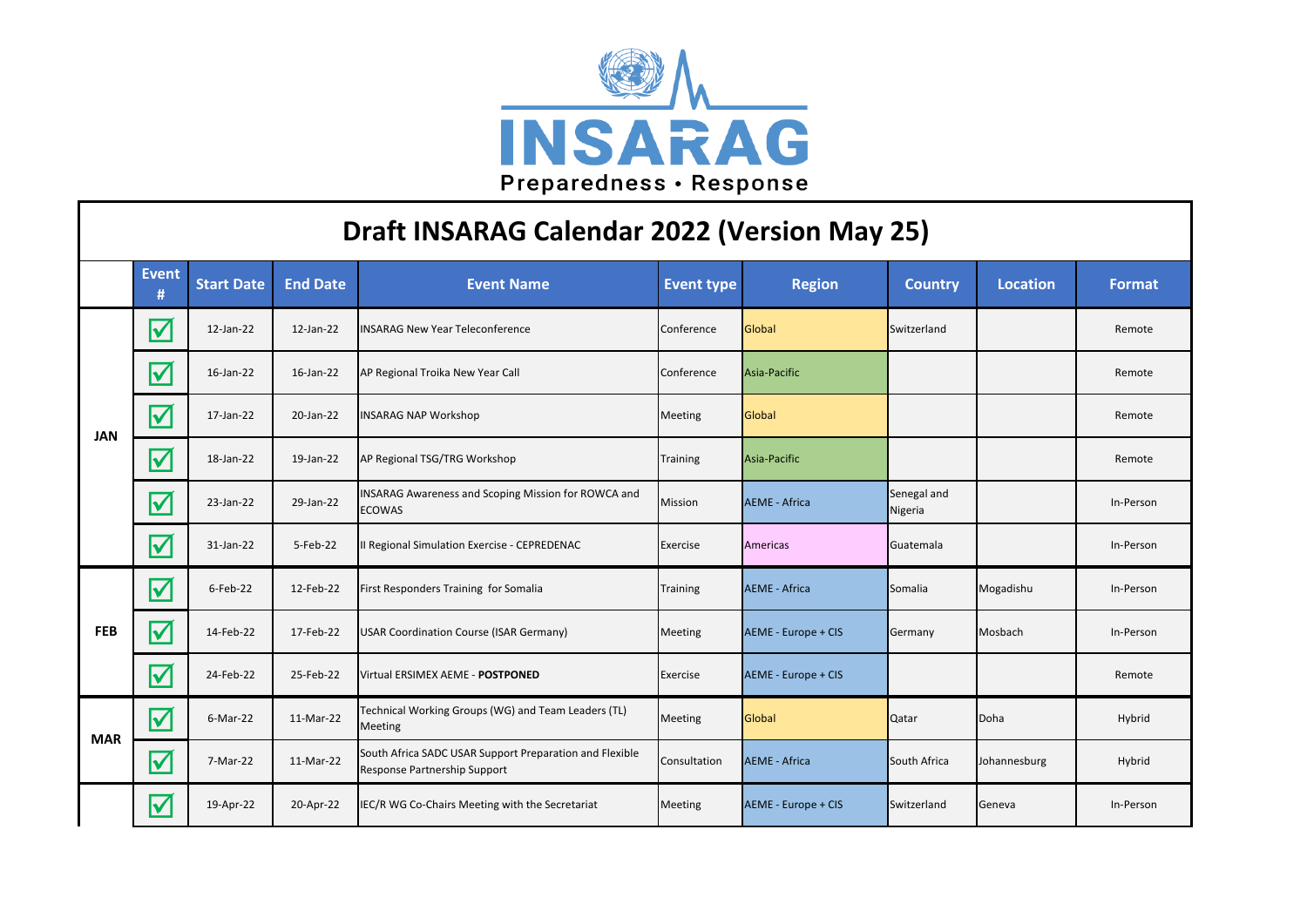INSARAG

Preparedness • Response

# Draft INSARAG Calendar 2022 (Version May 25)

| | Event # | Start Date | End Date | Event Name | Event type | Region | Country | Location | Format |
|---|---|---|---|---|---|---|---|---|---|
| JAN | ☑ | 12-Jan-22 | 12-Jan-22 | INSARAG New Year Teleconference | Conference | Global | Switzerland | | Remote |
| | ☑ | 16-Jan-22 | 16-Jan-22 | AP Regional Troika New Year Call | Conference | Asia-Pacific | | | Remote |
| | ☑ | 17-Jan-22 | 20-Jan-22 | INSARAG NAP Workshop | Meeting | Global | | | Remote |
| | ☑ | 18-Jan-22 | 19-Jan-22 | AP Regional TSG/TRG Workshop | Training | Asia-Pacific | | | Remote |
| | ☑ | 23-Jan-22 | 29-Jan-22 | INSARAG Awareness and Scoping Mission for ROWCA and ECOWAS | Mission | AEME - Africa | Senegal and Nigeria | | In-Person |
| | ☑ | 31-Jan-22 | 5-Feb-22 | II Regional Simulation Exercise - CEPREDENAC | Exercise | Americas | Guatemala | | In-Person |
| FEB | ☑ | 6-Feb-22 | 12-Feb-22 | First Responders Training for Somalia | Training | AEME - Africa | Somalia | Mogadishu | In-Person |
| | ☑ | 14-Feb-22 | 17-Feb-22 | USAR Coordination Course (ISAR Germany) | Meeting | AEME - Europe + CIS | Germany | Mosbach | In-Person |
| | ☑ | 24-Feb-22 | 25-Feb-22 | Virtual ERSIMEX AEME - **POSTPONED** | Exercise | AEME - Europe + CIS | | | Remote |
| MAR | ☑ | 6-Mar-22 | 11-Mar-22 | Technical Working Groups (WG) and Team Leaders (TL) Meeting | Meeting | Global | Qatar | Doha | Hybrid |
| | ☑ | 7-Mar-22 | 11-Mar-22 | South Africa SADC USAR Support Preparation and Flexible Response Partnership Support | Consultation | AEME - Africa | South Africa | Johannesburg | Hybrid |
| | ☑ | 19-Apr-22 | 20-Apr-22 | IEC/R WG Co-Chairs Meeting with the Secretariat | Meeting | AEME - Europe + CIS | Switzerland | Geneva | In-Person |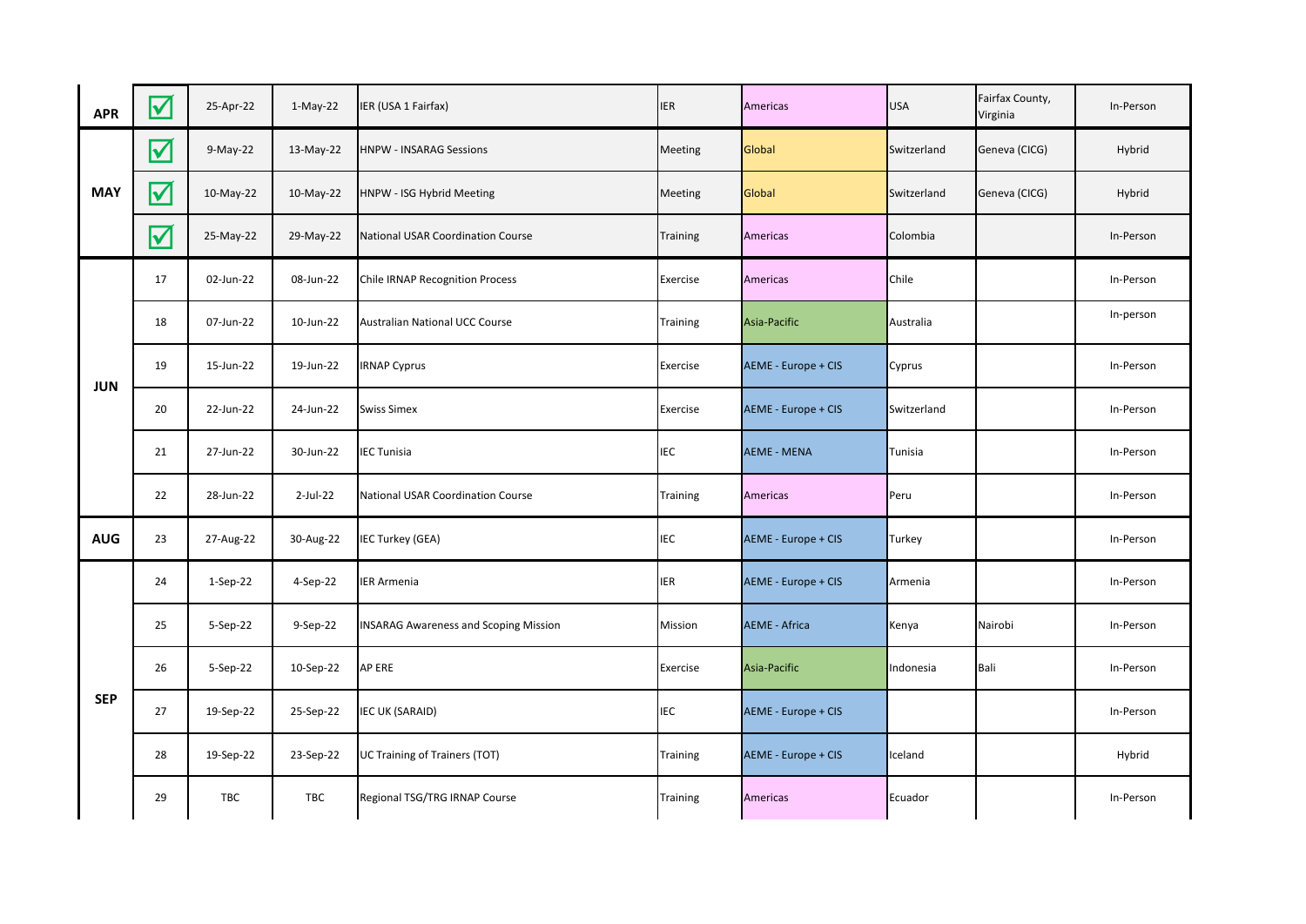| | | | | | | | | | |
|---|---|---|---|---|---|---|---|---|---|
| **APR** | ☑ | 25-Apr-22 | 1-May-22 | IER (USA 1 Fairfax) | IER | Americas | USA | Fairfax County, Virginia | In-Person |
| **MAY** | ☑ | 9-May-22 | 13-May-22 | HNPW - INSARAG Sessions | Meeting | Global | Switzerland | Geneva (CICG) | Hybrid |
| | ☑ | 10-May-22 | 10-May-22 | HNPW - ISG Hybrid Meeting | Meeting | Global | Switzerland | Geneva (CICG) | Hybrid |
| | ☑ | 25-May-22 | 29-May-22 | National USAR Coordination Course | Training | Americas | Colombia | | In-Person |
| **JUN** | 17 | 02-Jun-22 | 08-Jun-22 | Chile IRNAP Recognition Process | Exercise | Americas | Chile | | In-Person |
| | 18 | 07-Jun-22 | 10-Jun-22 | Australian National UCC Course | Training | Asia-Pacific | Australia | | In-person |
| | 19 | 15-Jun-22 | 19-Jun-22 | IRNAP Cyprus | Exercise | AEME - Europe + CIS | Cyprus | | In-Person |
| | 20 | 22-Jun-22 | 24-Jun-22 | Swiss Simex | Exercise | AEME - Europe + CIS | Switzerland | | In-Person |
| | 21 | 27-Jun-22 | 30-Jun-22 | IEC Tunisia | IEC | AEME - MENA | Tunisia | | In-Person |
| | 22 | 28-Jun-22 | 2-Jul-22 | National USAR Coordination Course | Training | Americas | Peru | | In-Person |
| **AUG** | 23 | 27-Aug-22 | 30-Aug-22 | IEC Turkey (GEA) | IEC | AEME - Europe + CIS | Turkey | | In-Person |
| **SEP** | 24 | 1-Sep-22 | 4-Sep-22 | IER Armenia | IER | AEME - Europe + CIS | Armenia | | In-Person |
| | 25 | 5-Sep-22 | 9-Sep-22 | INSARAG Awareness and Scoping Mission | Mission | AEME - Africa | Kenya | Nairobi | In-Person |
| | 26 | 5-Sep-22 | 10-Sep-22 | AP ERE | Exercise | Asia-Pacific | Indonesia | Bali | In-Person |
| | 27 | 19-Sep-22 | 25-Sep-22 | IEC UK (SARAID) | IEC | AEME - Europe + CIS | | | In-Person |
| | 28 | 19-Sep-22 | 23-Sep-22 | UC Training of Trainers (TOT) | Training | AEME - Europe + CIS | Iceland | | Hybrid |
| | 29 | TBC | TBC | Regional TSG/TRG IRNAP Course | Training | Americas | Ecuador | | In-Person |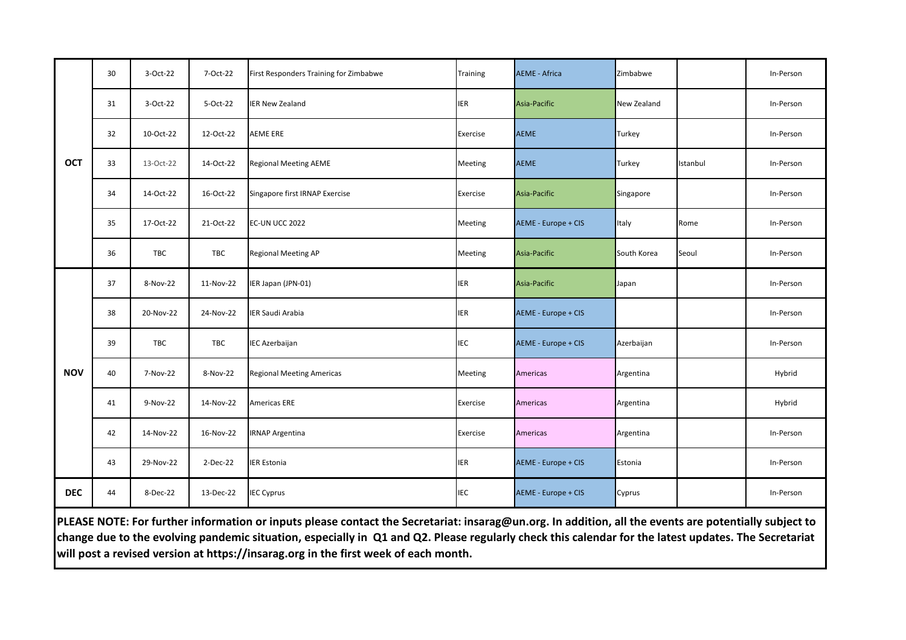| | | | | | | | | | |
|---|---|---|---|---|---|---|---|---|---|
| **OCT** | 30 | 3-Oct-22 | 7-Oct-22 | First Responders Training for Zimbabwe | Training | AEME - Africa | Zimbabwe | | In-Person |
| | 31 | 3-Oct-22 | 5-Oct-22 | IER New Zealand | IER | Asia-Pacific | New Zealand | | In-Person |
| | 32 | 10-Oct-22 | 12-Oct-22 | AEME ERE | Exercise | AEME | Turkey | | In-Person |
| | 33 | 13-Oct-22 | 14-Oct-22 | Regional Meeting AEME | Meeting | AEME | Turkey | Istanbul | In-Person |
| | 34 | 14-Oct-22 | 16-Oct-22 | Singapore first IRNAP Exercise | Exercise | Asia-Pacific | Singapore | | In-Person |
| | 35 | 17-Oct-22 | 21-Oct-22 | EC-UN UCC 2022 | Meeting | AEME - Europe + CIS | Italy | Rome | In-Person |
| | 36 | TBC | TBC | Regional Meeting AP | Meeting | Asia-Pacific | South Korea | Seoul | In-Person |
| **NOV** | 37 | 8-Nov-22 | 11-Nov-22 | IER Japan (JPN-01) | IER | Asia-Pacific | Japan | | In-Person |
| | 38 | 20-Nov-22 | 24-Nov-22 | IER Saudi Arabia | IER | AEME - Europe + CIS | | | In-Person |
| | 39 | TBC | TBC | IEC Azerbaijan | IEC | AEME - Europe + CIS | Azerbaijan | | In-Person |
| | 40 | 7-Nov-22 | 8-Nov-22 | Regional Meeting Americas | Meeting | Americas | Argentina | | Hybrid |
| | 41 | 9-Nov-22 | 14-Nov-22 | Americas ERE | Exercise | Americas | Argentina | | Hybrid |
| | 42 | 14-Nov-22 | 16-Nov-22 | IRNAP Argentina | Exercise | Americas | Argentina | | In-Person |
| | 43 | 29-Nov-22 | 2-Dec-22 | IER Estonia | IER | AEME - Europe + CIS | Estonia | | In-Person |
| **DEC** | 44 | 8-Dec-22 | 13-Dec-22 | IEC Cyprus | IEC | AEME - Europe + CIS | Cyprus | | In-Person |

**PLEASE NOTE: For further information or inputs please contact the Secretariat: insarag@un.org. In addition, all the events are potentially subject to change due to the evolving pandemic situation, especially in Q1 and Q2. Please regularly check this calendar for the latest updates. The Secretariat will post a revised version at https://insarag.org in the first week of each month.**